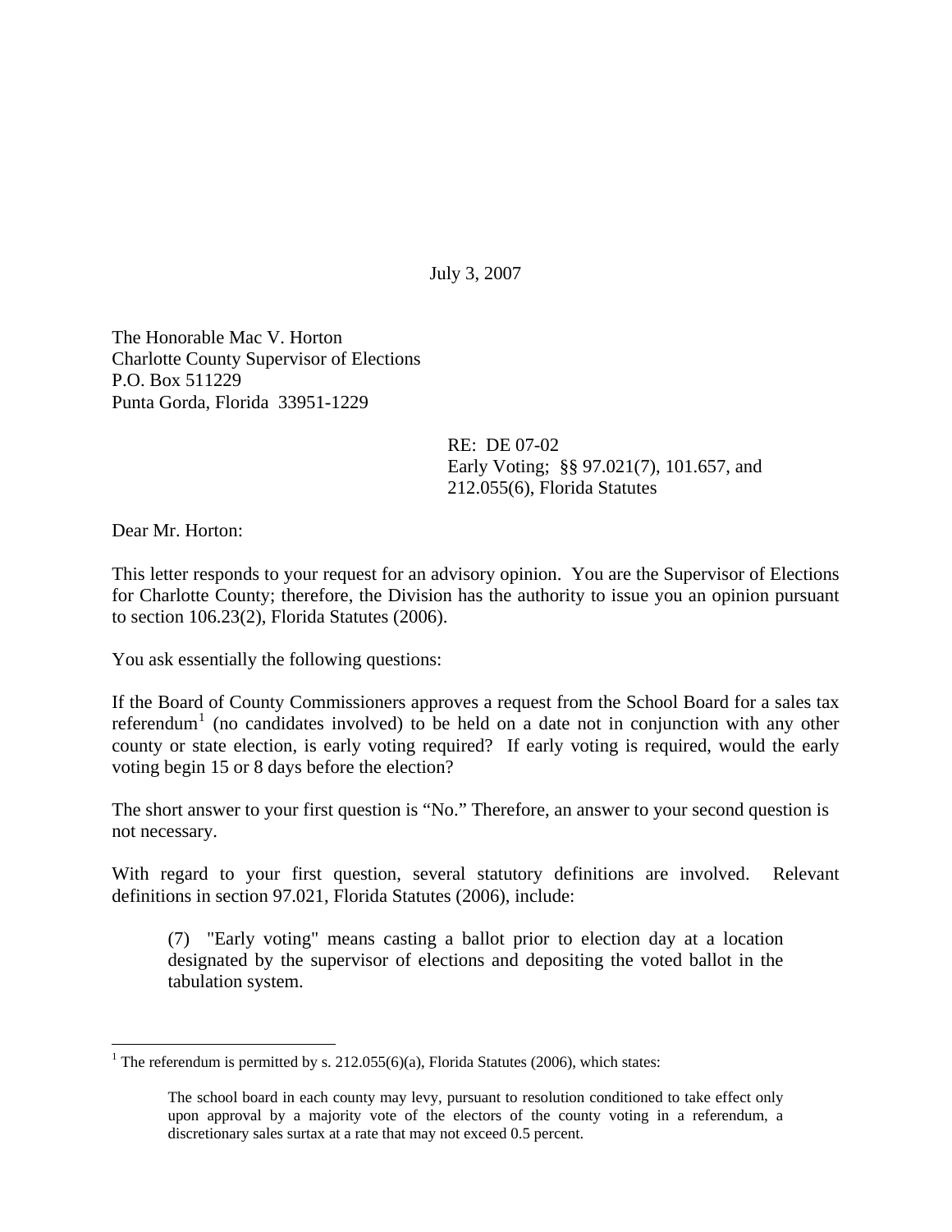July 3, 2007

The Honorable Mac V. Horton
Charlotte County Supervisor of Elections
P.O. Box 511229
Punta Gorda, Florida 33951-1229

RE: DE 07-02
Early Voting; §§ 97.021(7), 101.657, and 212.055(6), Florida Statutes

Dear Mr. Horton:

This letter responds to your request for an advisory opinion. You are the Supervisor of Elections for Charlotte County; therefore, the Division has the authority to issue you an opinion pursuant to section 106.23(2), Florida Statutes (2006).

You ask essentially the following questions:

If the Board of County Commissioners approves a request from the School Board for a sales tax referendum[1] (no candidates involved) to be held on a date not in conjunction with any other county or state election, is early voting required? If early voting is required, would the early voting begin 15 or 8 days before the election?

The short answer to your first question is "No." Therefore, an answer to your second question is not necessary.

With regard to your first question, several statutory definitions are involved. Relevant definitions in section 97.021, Florida Statutes (2006), include:

> (7) "Early voting" means casting a ballot prior to election day at a location designated by the supervisor of elections and depositing the voted ballot in the tabulation system.

---

[1] The referendum is permitted by s. 212.055(6)(a), Florida Statutes (2006), which states:

> The school board in each county may levy, pursuant to resolution conditioned to take effect only upon approval by a majority vote of the electors of the county voting in a referendum, a discretionary sales surtax at a rate that may not exceed 0.5 percent.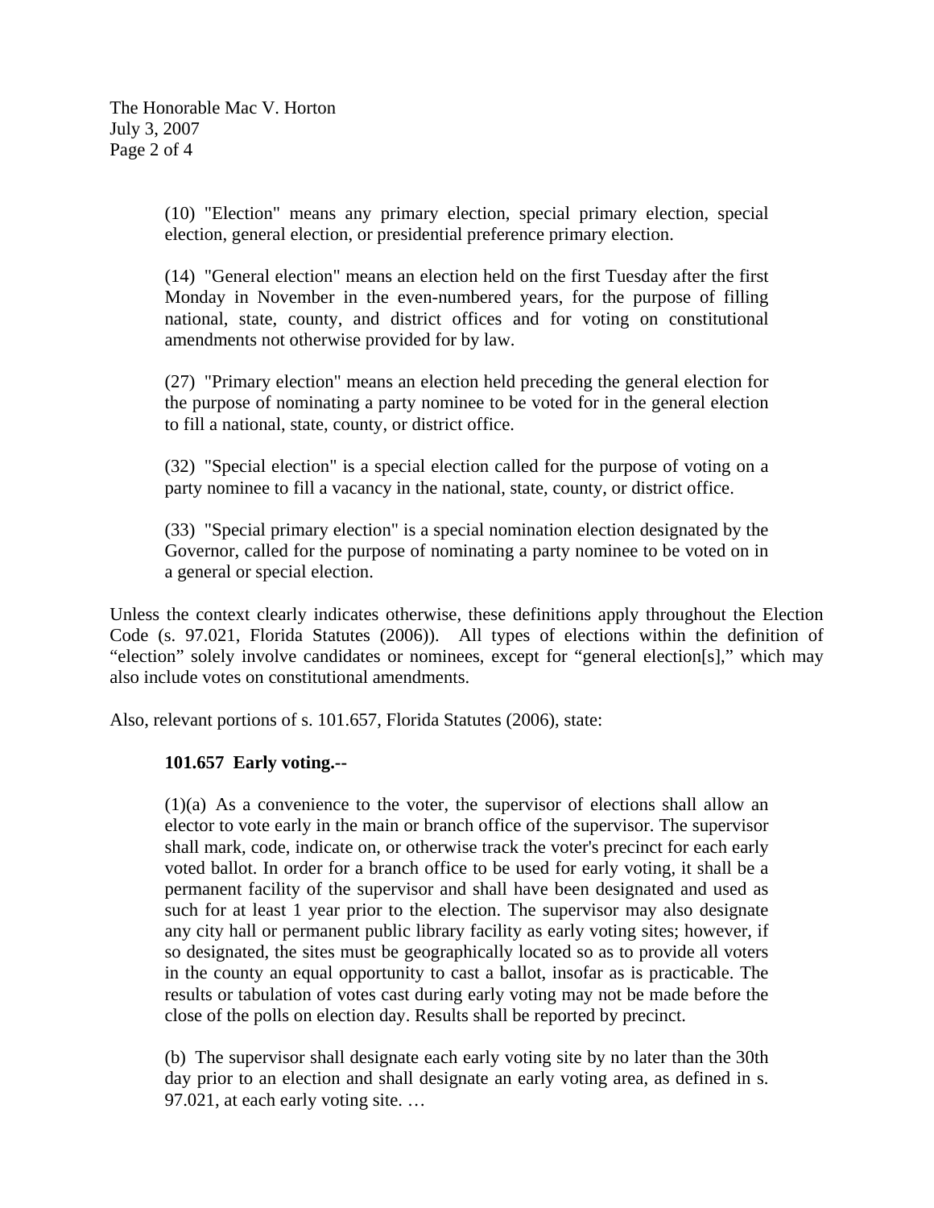> (10) "Election" means any primary election, special primary election, special election, general election, or presidential preference primary election.
>
> (14) "General election" means an election held on the first Tuesday after the first Monday in November in the even-numbered years, for the purpose of filling national, state, county, and district offices and for voting on constitutional amendments not otherwise provided for by law.
>
> (27) "Primary election" means an election held preceding the general election for the purpose of nominating a party nominee to be voted for in the general election to fill a national, state, county, or district office.
>
> (32) "Special election" is a special election called for the purpose of voting on a party nominee to fill a vacancy in the national, state, county, or district office.
>
> (33) "Special primary election" is a special nomination election designated by the Governor, called for the purpose of nominating a party nominee to be voted on in a general or special election.

Unless the context clearly indicates otherwise, these definitions apply throughout the Election Code (s. 97.021, Florida Statutes (2006)). All types of elections within the definition of "election" solely involve candidates or nominees, except for "general election[s]," which may also include votes on constitutional amendments.

Also, relevant portions of s. 101.657, Florida Statutes (2006), state:

> **101.657 Early voting.--**
>
> (1)(a) As a convenience to the voter, the supervisor of elections shall allow an elector to vote early in the main or branch office of the supervisor. The supervisor shall mark, code, indicate on, or otherwise track the voter's precinct for each early voted ballot. In order for a branch office to be used for early voting, it shall be a permanent facility of the supervisor and shall have been designated and used as such for at least 1 year prior to the election. The supervisor may also designate any city hall or permanent public library facility as early voting sites; however, if so designated, the sites must be geographically located so as to provide all voters in the county an equal opportunity to cast a ballot, insofar as is practicable. The results or tabulation of votes cast during early voting may not be made before the close of the polls on election day. Results shall be reported by precinct.
>
> (b) The supervisor shall designate each early voting site by no later than the 30th day prior to an election and shall designate an early voting area, as defined in s. 97.021, at each early voting site. …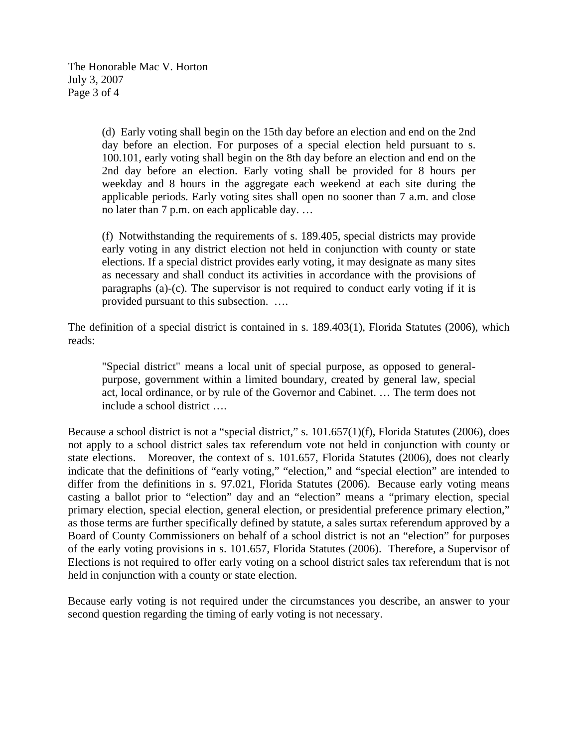> (d) Early voting shall begin on the 15th day before an election and end on the 2nd day before an election. For purposes of a special election held pursuant to s. 100.101, early voting shall begin on the 8th day before an election and end on the 2nd day before an election. Early voting shall be provided for 8 hours per weekday and 8 hours in the aggregate each weekend at each site during the applicable periods. Early voting sites shall open no sooner than 7 a.m. and close no later than 7 p.m. on each applicable day. …
>
> (f) Notwithstanding the requirements of s. 189.405, special districts may provide early voting in any district election not held in conjunction with county or state elections. If a special district provides early voting, it may designate as many sites as necessary and shall conduct its activities in accordance with the provisions of paragraphs (a)-(c). The supervisor is not required to conduct early voting if it is provided pursuant to this subsection. ….

The definition of a special district is contained in s. 189.403(1), Florida Statutes (2006), which reads:

> "Special district" means a local unit of special purpose, as opposed to general-purpose, government within a limited boundary, created by general law, special act, local ordinance, or by rule of the Governor and Cabinet. … The term does not include a school district ….

Because a school district is not a "special district," s. 101.657(1)(f), Florida Statutes (2006), does not apply to a school district sales tax referendum vote not held in conjunction with county or state elections. Moreover, the context of s. 101.657, Florida Statutes (2006), does not clearly indicate that the definitions of "early voting," "election," and "special election" are intended to differ from the definitions in s. 97.021, Florida Statutes (2006). Because early voting means casting a ballot prior to "election" day and an "election" means a "primary election, special primary election, special election, general election, or presidential preference primary election," as those terms are further specifically defined by statute, a sales surtax referendum approved by a Board of County Commissioners on behalf of a school district is not an "election" for purposes of the early voting provisions in s. 101.657, Florida Statutes (2006). Therefore, a Supervisor of Elections is not required to offer early voting on a school district sales tax referendum that is not held in conjunction with a county or state election.

Because early voting is not required under the circumstances you describe, an answer to your second question regarding the timing of early voting is not necessary.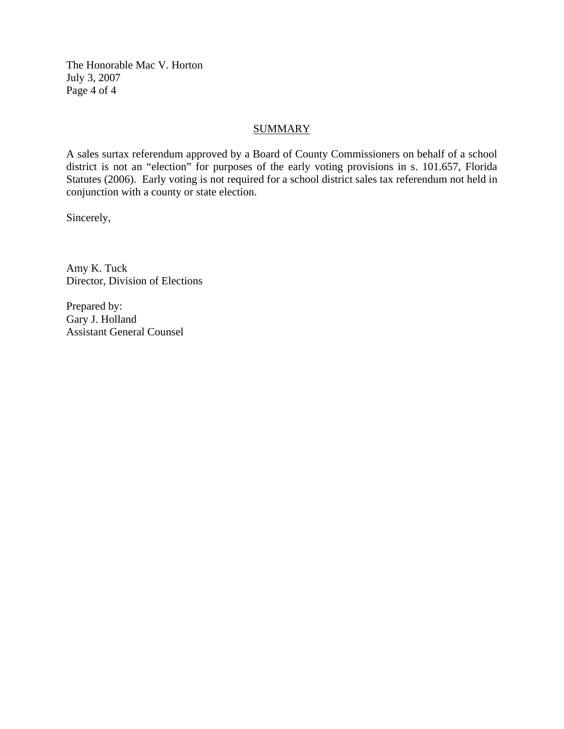## SUMMARY

A sales surtax referendum approved by a Board of County Commissioners on behalf of a school district is not an "election" for purposes of the early voting provisions in s. 101.657, Florida Statutes (2006). Early voting is not required for a school district sales tax referendum not held in conjunction with a county or state election.

Sincerely,

Amy K. Tuck  
Director, Division of Elections

Prepared by:  
Gary J. Holland  
Assistant General Counsel